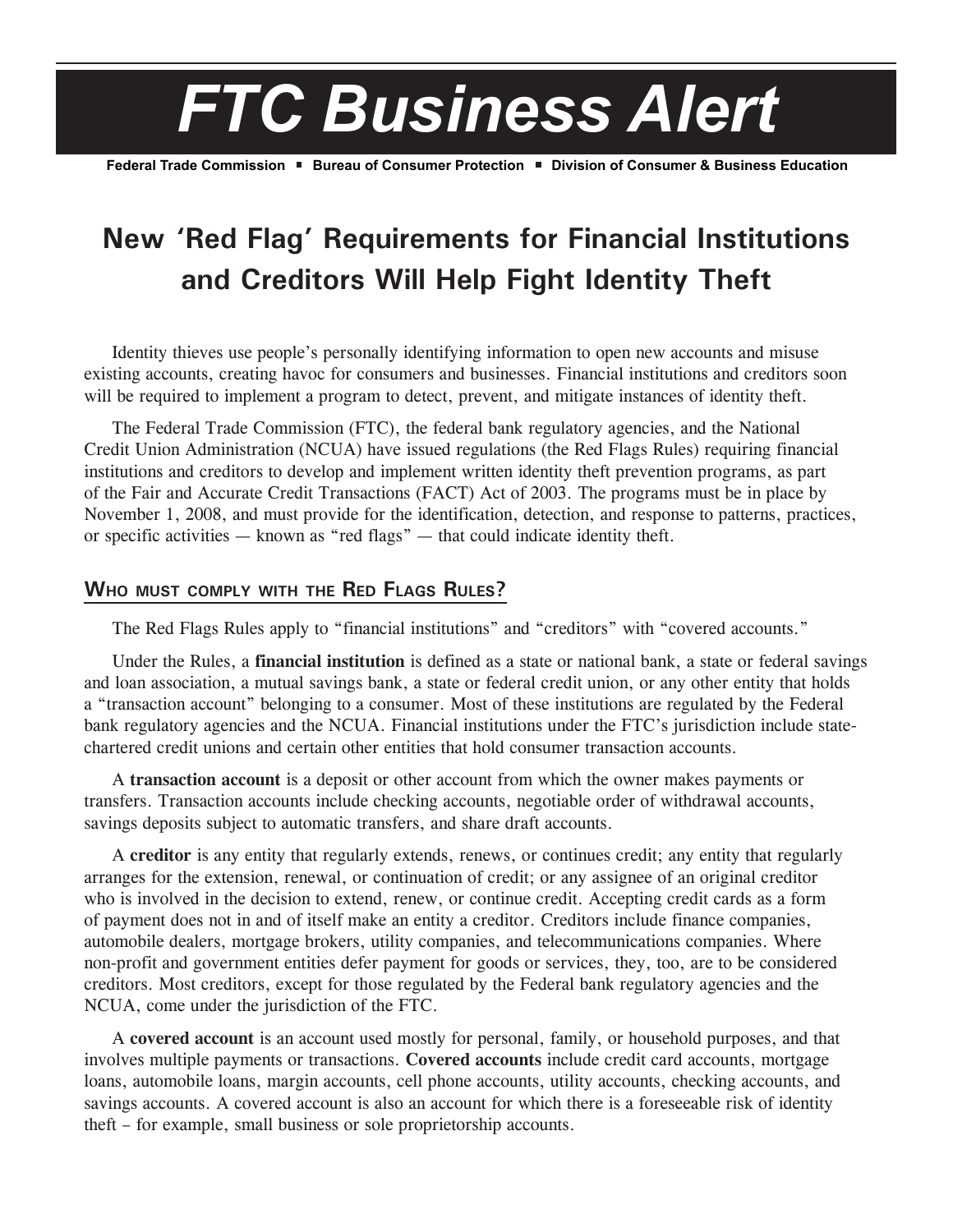# FTC Business Alert

**Federal Trade Commission ▪ Bureau of Consumer Protection ▪ Division of Consumer & Business Education**

## New 'Red Flag' Requirements for Financial Institutions and Creditors Will Help Fight Identity Theft

Identity thieves use people's personally identifying information to open new accounts and misuse existing accounts, creating havoc for consumers and businesses. Financial institutions and creditors soon will be required to implement a program to detect, prevent, and mitigate instances of identity theft.

The Federal Trade Commission (FTC), the federal bank regulatory agencies, and the National Credit Union Administration (NCUA) have issued regulations (the Red Flags Rules) requiring financial institutions and creditors to develop and implement written identity theft prevention programs, as part of the Fair and Accurate Credit Transactions (FACT) Act of 2003. The programs must be in place by November 1, 2008, and must provide for the identification, detection, and response to patterns, practices, or specific activities — known as "red flags" — that could indicate identity theft.

### Who must comply with the Red Flags Rules?

The Red Flags Rules apply to "financial institutions" and "creditors" with "covered accounts."

Under the Rules, a **financial institution** is defined as a state or national bank, a state or federal savings and loan association, a mutual savings bank, a state or federal credit union, or any other entity that holds a "transaction account" belonging to a consumer. Most of these institutions are regulated by the Federal bank regulatory agencies and the NCUA. Financial institutions under the FTC's jurisdiction include state-chartered credit unions and certain other entities that hold consumer transaction accounts.

A **transaction account** is a deposit or other account from which the owner makes payments or transfers. Transaction accounts include checking accounts, negotiable order of withdrawal accounts, savings deposits subject to automatic transfers, and share draft accounts.

A **creditor** is any entity that regularly extends, renews, or continues credit; any entity that regularly arranges for the extension, renewal, or continuation of credit; or any assignee of an original creditor who is involved in the decision to extend, renew, or continue credit. Accepting credit cards as a form of payment does not in and of itself make an entity a creditor. Creditors include finance companies, automobile dealers, mortgage brokers, utility companies, and telecommunications companies. Where non-profit and government entities defer payment for goods or services, they, too, are to be considered creditors. Most creditors, except for those regulated by the Federal bank regulatory agencies and the NCUA, come under the jurisdiction of the FTC.

A **covered account** is an account used mostly for personal, family, or household purposes, and that involves multiple payments or transactions. **Covered accounts** include credit card accounts, mortgage loans, automobile loans, margin accounts, cell phone accounts, utility accounts, checking accounts, and savings accounts. A covered account is also an account for which there is a foreseeable risk of identity theft – for example, small business or sole proprietorship accounts.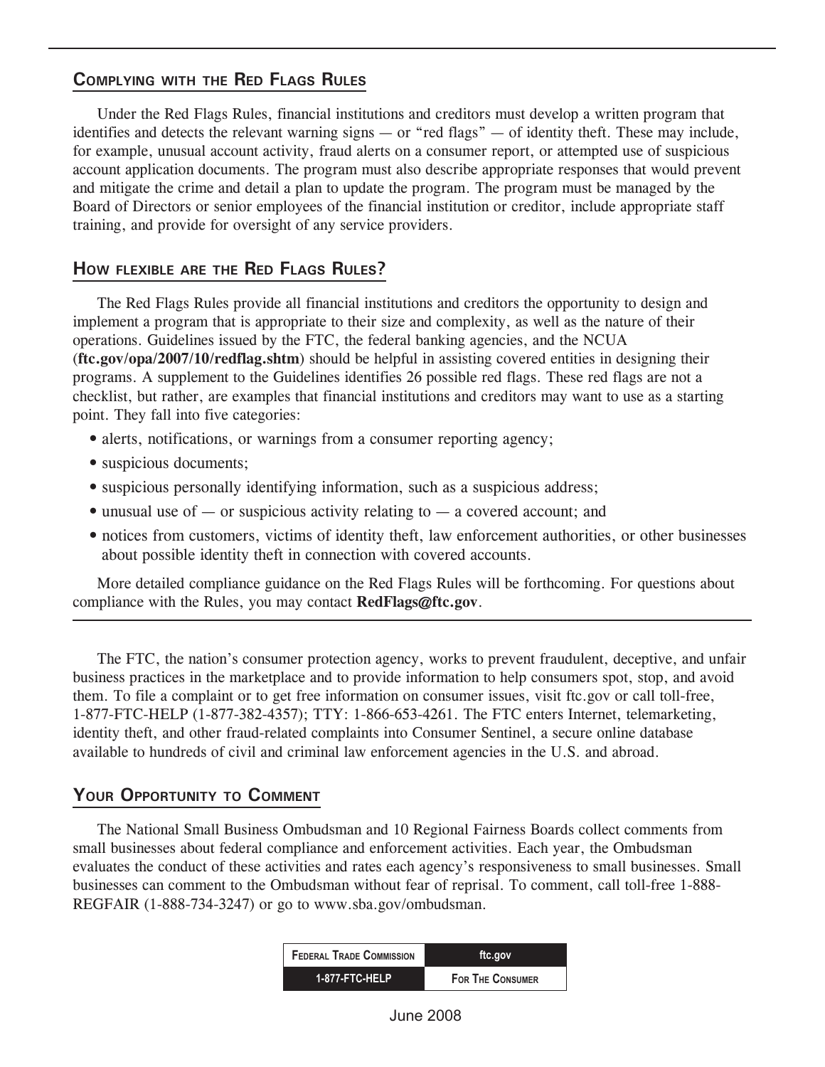## Complying with the Red Flags Rules

Under the Red Flags Rules, financial institutions and creditors must develop a written program that identifies and detects the relevant warning signs — or "red flags" — of identity theft. These may include, for example, unusual account activity, fraud alerts on a consumer report, or attempted use of suspicious account application documents. The program must also describe appropriate responses that would prevent and mitigate the crime and detail a plan to update the program. The program must be managed by the Board of Directors or senior employees of the financial institution or creditor, include appropriate staff training, and provide for oversight of any service providers.

## How flexible are the Red Flags Rules?

The Red Flags Rules provide all financial institutions and creditors the opportunity to design and implement a program that is appropriate to their size and complexity, as well as the nature of their operations. Guidelines issued by the FTC, the federal banking agencies, and the NCUA (**ftc.gov/opa/2007/10/redflag.shtm**) should be helpful in assisting covered entities in designing their programs. A supplement to the Guidelines identifies 26 possible red flags. These red flags are not a checklist, but rather, are examples that financial institutions and creditors may want to use as a starting point. They fall into five categories:

- alerts, notifications, or warnings from a consumer reporting agency;
- suspicious documents;
- suspicious personally identifying information, such as a suspicious address;
- unusual use of — or suspicious activity relating to — a covered account; and
- notices from customers, victims of identity theft, law enforcement authorities, or other businesses about possible identity theft in connection with covered accounts.

More detailed compliance guidance on the Red Flags Rules will be forthcoming. For questions about compliance with the Rules, you may contact **RedFlags@ftc.gov**.

---

The FTC, the nation's consumer protection agency, works to prevent fraudulent, deceptive, and unfair business practices in the marketplace and to provide information to help consumers spot, stop, and avoid them. To file a complaint or to get free information on consumer issues, visit ftc.gov or call toll-free, 1-877-FTC-HELP (1-877-382-4357); TTY: 1-866-653-4261. The FTC enters Internet, telemarketing, identity theft, and other fraud-related complaints into Consumer Sentinel, a secure online database available to hundreds of civil and criminal law enforcement agencies in the U.S. and abroad.

## Your Opportunity to Comment

The National Small Business Ombudsman and 10 Regional Fairness Boards collect comments from small businesses about federal compliance and enforcement activities. Each year, the Ombudsman evaluates the conduct of these activities and rates each agency's responsiveness to small businesses. Small businesses can comment to the Ombudsman without fear of reprisal. To comment, call toll-free 1-888-REGFAIR (1-888-734-3247) or go to www.sba.gov/ombudsman.

| | |
|---|---|
| Federal Trade Commission | ftc.gov |
| 1-877-FTC-HELP | For The Consumer |

June 2008